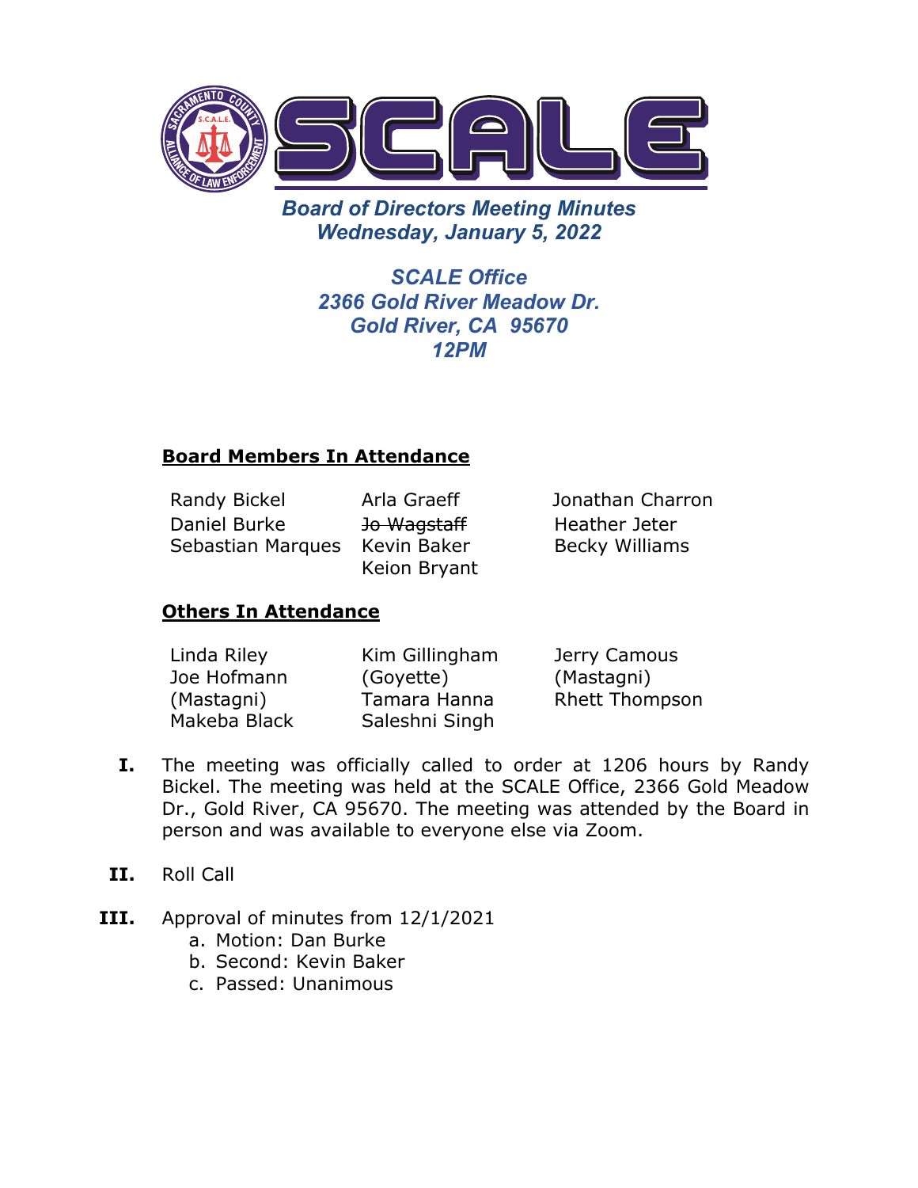# SCALE

## Board of Directors Meeting Minutes
## Wednesday, January 5, 2022

### SCALE Office
### 2366 Gold River Meadow Dr.
### Gold River, CA 95670
### 12PM

**Board Members In Attendance**

Randy Bickel
Daniel Burke
Sebastian Marques
Arla Graeff
~~Jo Wagstaff~~
Kevin Baker
Keion Bryant
Jonathan Charron
Heather Jeter
Becky Williams

**Others In Attendance**

Linda Riley
Joe Hofmann (Mastagni)
Makeba Black
Kim Gillingham (Goyette)
Tamara Hanna
Saleshni Singh
Jerry Camous (Mastagni)
Rhett Thompson

**I.** The meeting was officially called to order at 1206 hours by Randy Bickel. The meeting was held at the SCALE Office, 2366 Gold Meadow Dr., Gold River, CA 95670. The meeting was attended by the Board in person and was available to everyone else via Zoom.

**II.** Roll Call

**III.** Approval of minutes from 12/1/2021

a. Motion: Dan Burke
b. Second: Kevin Baker
c. Passed: Unanimous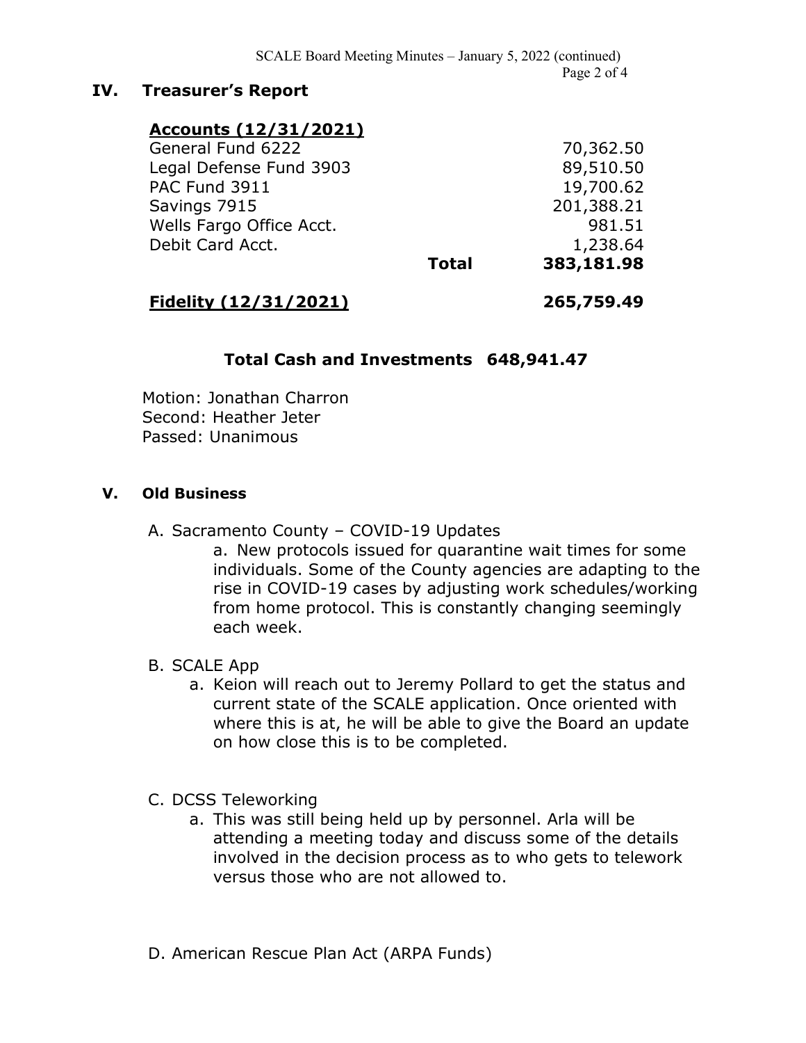## IV. Treasurer's Report

| **Accounts (12/31/2021)** | | |
|---|---|---|
| General Fund 6222 | | 70,362.50 |
| Legal Defense Fund 3903 | | 89,510.50 |
| PAC Fund 3911 | | 19,700.62 |
| Savings 7915 | | 201,388.21 |
| Wells Fargo Office Acct. | | 981.51 |
| Debit Card Acct. | | 1,238.64 |
| | **Total** | **383,181.98** |
| **Fidelity (12/31/2021)** | | **265,759.49** |

**Total Cash and Investments 648,941.47**

Motion: Jonathan Charron
Second: Heather Jeter
Passed: Unanimous

## V. Old Business

A. Sacramento County – COVID-19 Updates

a. New protocols issued for quarantine wait times for some individuals. Some of the County agencies are adapting to the rise in COVID-19 cases by adjusting work schedules/working from home protocol. This is constantly changing seemingly each week.

B. SCALE App

a. Keion will reach out to Jeremy Pollard to get the status and current state of the SCALE application. Once oriented with where this is at, he will be able to give the Board an update on how close this is to be completed.

C. DCSS Teleworking

a. This was still being held up by personnel. Arla will be attending a meeting today and discuss some of the details involved in the decision process as to who gets to telework versus those who are not allowed to.

D. American Rescue Plan Act (ARPA Funds)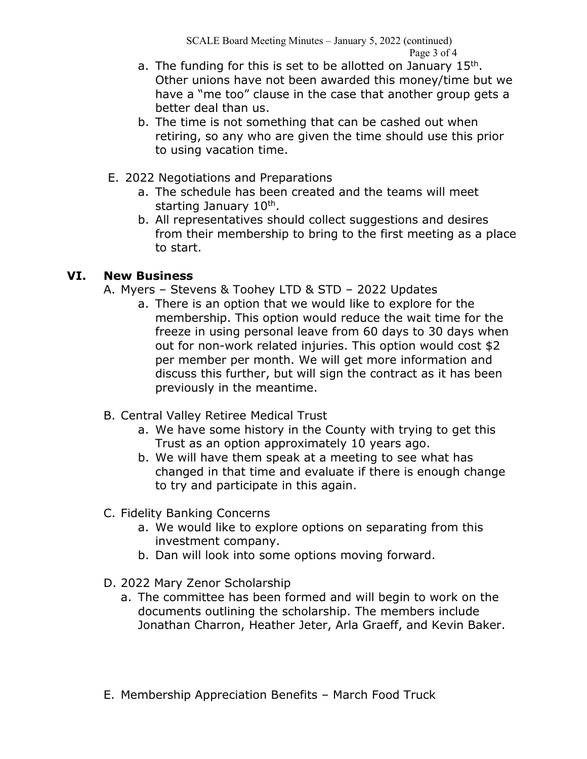a. The funding for this is set to be allotted on January 15th. Other unions have not been awarded this money/time but we have a "me too" clause in the case that another group gets a better deal than us.
b. The time is not something that can be cashed out when retiring, so any who are given the time should use this prior to using vacation time.

E. 2022 Negotiations and Preparations
   a. The schedule has been created and the teams will meet starting January 10th.
   b. All representatives should collect suggestions and desires from their membership to bring to the first meeting as a place to start.

## VI. New Business

A. Myers – Stevens & Toohey LTD & STD – 2022 Updates
   a. There is an option that we would like to explore for the membership. This option would reduce the wait time for the freeze in using personal leave from 60 days to 30 days when out for non-work related injuries. This option would cost $2 per member per month. We will get more information and discuss this further, but will sign the contract as it has been previously in the meantime.

B. Central Valley Retiree Medical Trust
   a. We have some history in the County with trying to get this Trust as an option approximately 10 years ago.
   b. We will have them speak at a meeting to see what has changed in that time and evaluate if there is enough change to try and participate in this again.

C. Fidelity Banking Concerns
   a. We would like to explore options on separating from this investment company.
   b. Dan will look into some options moving forward.

D. 2022 Mary Zenor Scholarship
   a. The committee has been formed and will begin to work on the documents outlining the scholarship. The members include Jonathan Charron, Heather Jeter, Arla Graeff, and Kevin Baker.

E. Membership Appreciation Benefits – March Food Truck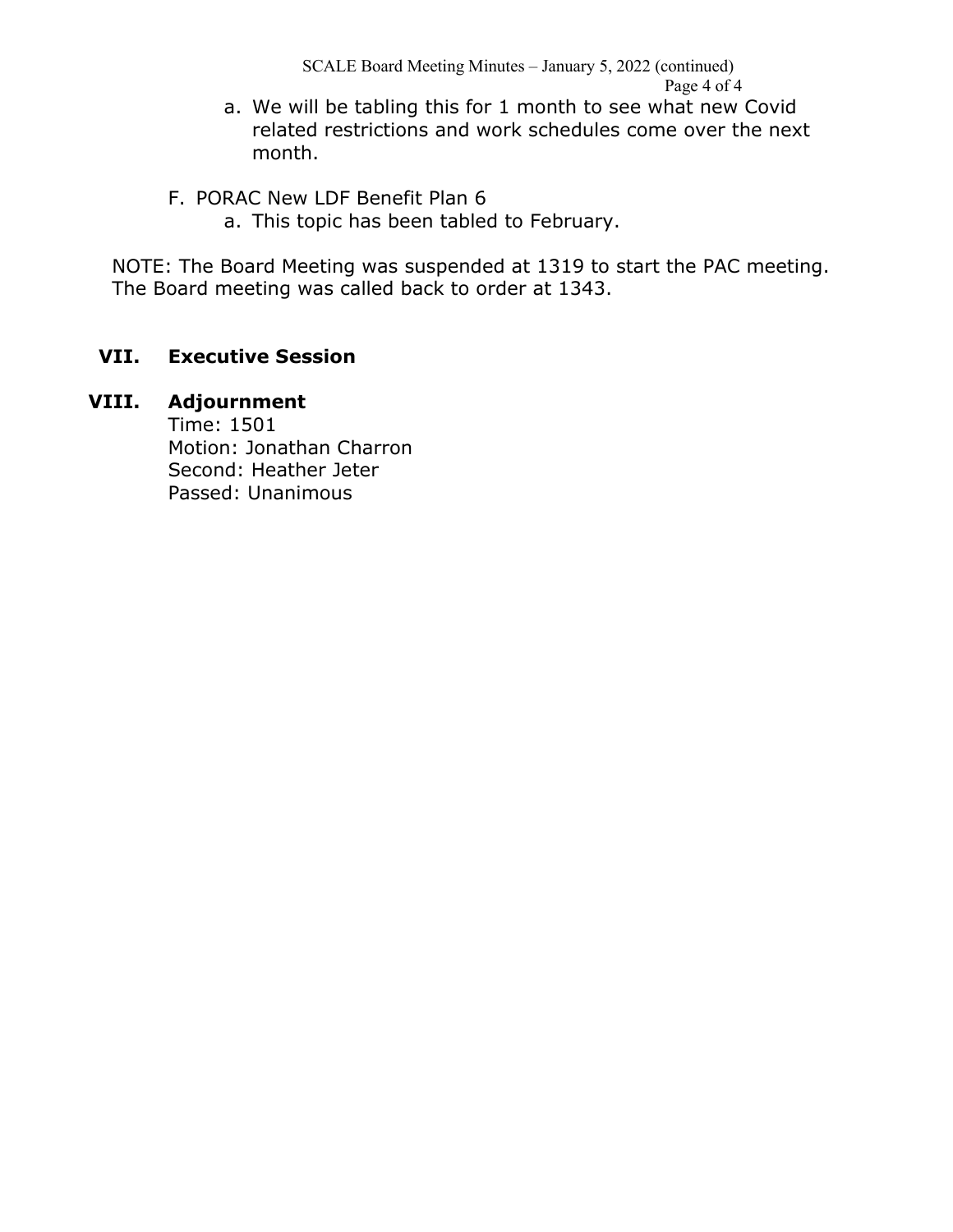a. We will be tabling this for 1 month to see what new Covid related restrictions and work schedules come over the next month.

F. PORAC New LDF Benefit Plan 6
   a. This topic has been tabled to February.

NOTE: The Board Meeting was suspended at 1319 to start the PAC meeting. The Board meeting was called back to order at 1343.

## VII. Executive Session

## VIII. Adjournment

Time: 1501
Motion: Jonathan Charron
Second: Heather Jeter
Passed: Unanimous